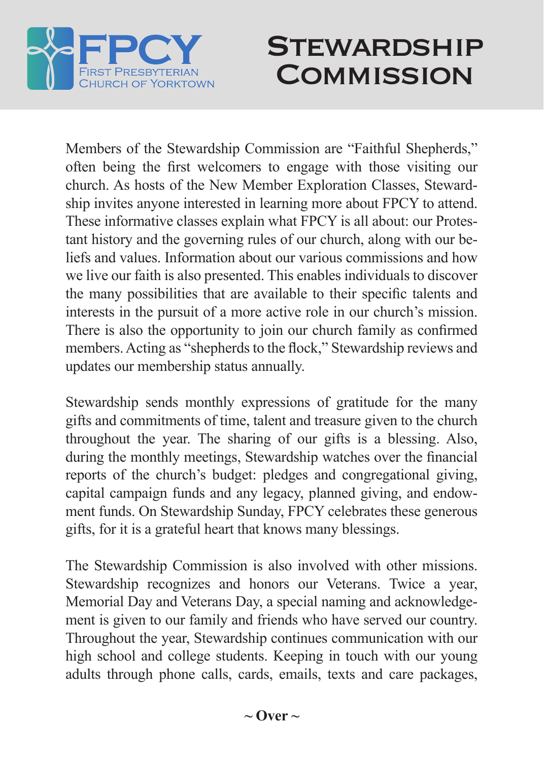FPCY
First Presbyterian Church of Yorktown

# Stewardship Commission

Members of the Stewardship Commission are "Faithful Shepherds," often being the first welcomers to engage with those visiting our church. As hosts of the New Member Exploration Classes, Stewardship invites anyone interested in learning more about FPCY to attend. These informative classes explain what FPCY is all about: our Protestant history and the governing rules of our church, along with our beliefs and values. Information about our various commissions and how we live our faith is also presented. This enables individuals to discover the many possibilities that are available to their specific talents and interests in the pursuit of a more active role in our church's mission. There is also the opportunity to join our church family as confirmed members. Acting as "shepherds to the flock," Stewardship reviews and updates our membership status annually.

Stewardship sends monthly expressions of gratitude for the many gifts and commitments of time, talent and treasure given to the church throughout the year. The sharing of our gifts is a blessing. Also, during the monthly meetings, Stewardship watches over the financial reports of the church's budget: pledges and congregational giving, capital campaign funds and any legacy, planned giving, and endowment funds. On Stewardship Sunday, FPCY celebrates these generous gifts, for it is a grateful heart that knows many blessings.

The Stewardship Commission is also involved with other missions. Stewardship recognizes and honors our Veterans. Twice a year, Memorial Day and Veterans Day, a special naming and acknowledgement is given to our family and friends who have served our country. Throughout the year, Stewardship continues communication with our high school and college students. Keeping in touch with our young adults through phone calls, cards, emails, texts and care packages,

**~ Over ~**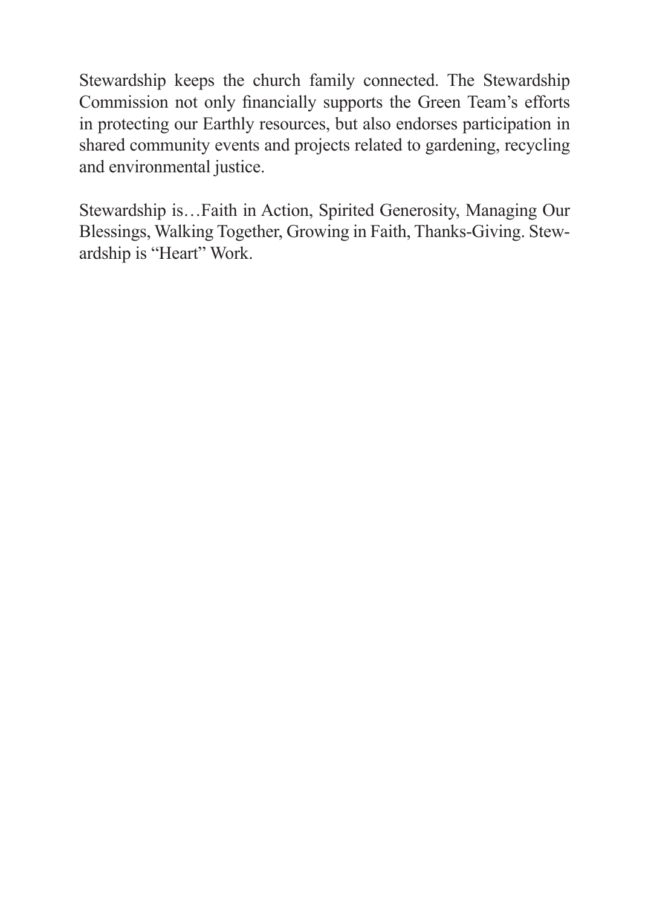Stewardship keeps the church family connected. The Stewardship Commission not only financially supports the Green Team's efforts in protecting our Earthly resources, but also endorses participation in shared community events and projects related to gardening, recycling and environmental justice.

Stewardship is…Faith in Action, Spirited Generosity, Managing Our Blessings, Walking Together, Growing in Faith, Thanks-Giving. Stewardship is "Heart" Work.